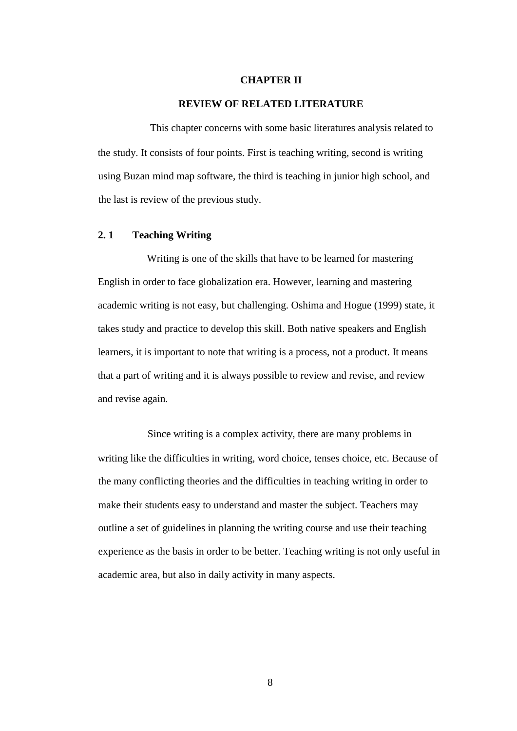# CHAPTER II

# REVIEW OF RELATED LITERATURE

This chapter concerns with some basic literatures analysis related to the study. It consists of four points. First is teaching writing, second is writing using Buzan mind map software, the third is teaching in junior high school, and the last is review of the previous study.

## 2. 1 Teaching Writing

Writing is one of the skills that have to be learned for mastering English in order to face globalization era. However, learning and mastering academic writing is not easy, but challenging. Oshima and Hogue (1999) state, it takes study and practice to develop this skill. Both native speakers and English learners, it is important to note that writing is a process, not a product. It means that a part of writing and it is always possible to review and revise, and review and revise again.

Since writing is a complex activity, there are many problems in writing like the difficulties in writing, word choice, tenses choice, etc. Because of the many conflicting theories and the difficulties in teaching writing in order to make their students easy to understand and master the subject. Teachers may outline a set of guidelines in planning the writing course and use their teaching experience as the basis in order to be better. Teaching writing is not only useful in academic area, but also in daily activity in many aspects.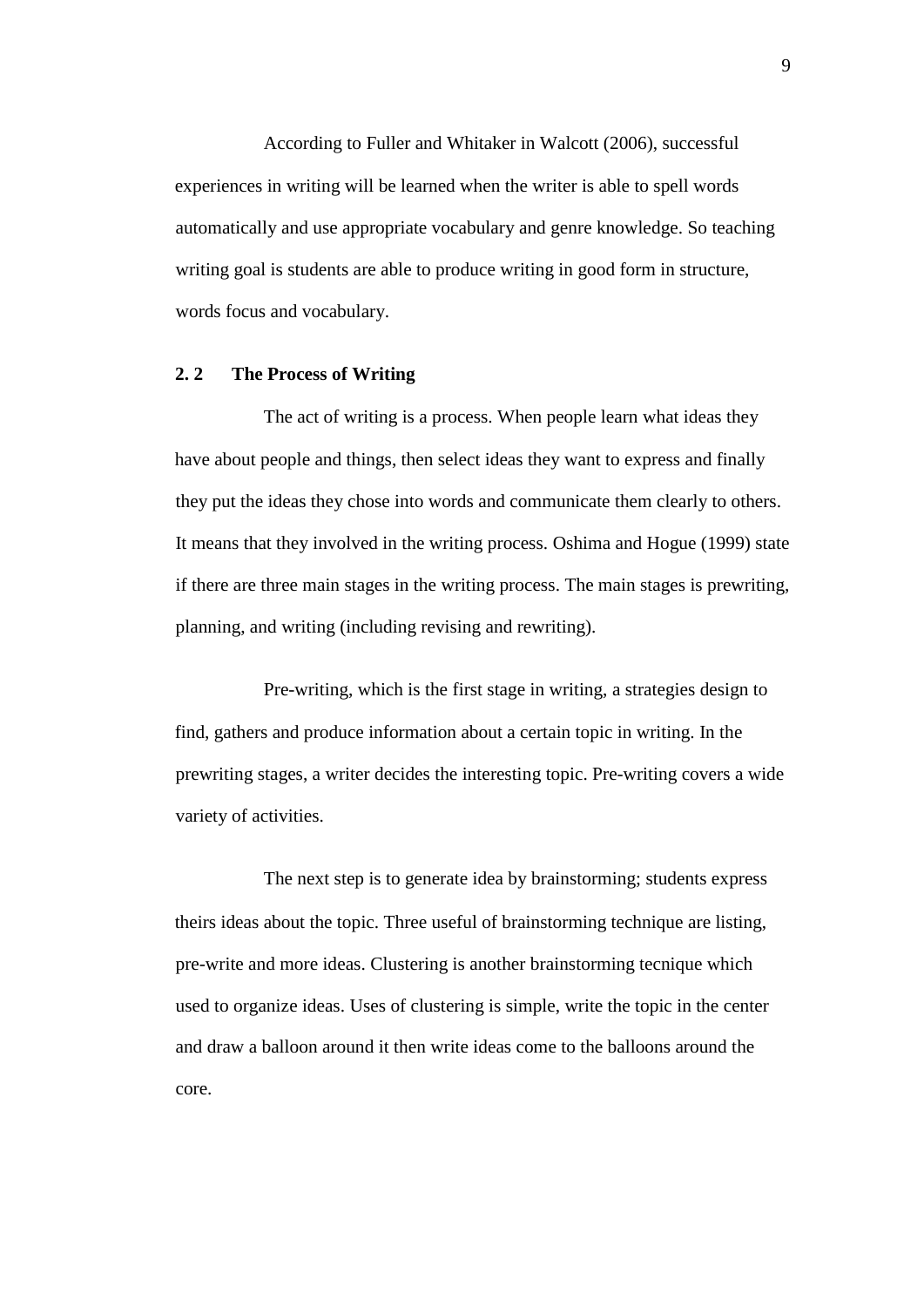According to Fuller and Whitaker in Walcott (2006), successful experiences in writing will be learned when the writer is able to spell words automatically and use appropriate vocabulary and genre knowledge. So teaching writing goal is students are able to produce writing in good form in structure, words focus and vocabulary.

## 2. 2 The Process of Writing

The act of writing is a process. When people learn what ideas they have about people and things, then select ideas they want to express and finally they put the ideas they chose into words and communicate them clearly to others. It means that they involved in the writing process. Oshima and Hogue (1999) state if there are three main stages in the writing process. The main stages is prewriting, planning, and writing (including revising and rewriting).

Pre-writing, which is the first stage in writing, a strategies design to find, gathers and produce information about a certain topic in writing. In the prewriting stages, a writer decides the interesting topic. Pre-writing covers a wide variety of activities.

The next step is to generate idea by brainstorming; students express theirs ideas about the topic. Three useful of brainstorming technique are listing, pre-write and more ideas. Clustering is another brainstorming tecnique which used to organize ideas. Uses of clustering is simple, write the topic in the center and draw a balloon around it then write ideas come to the balloons around the core.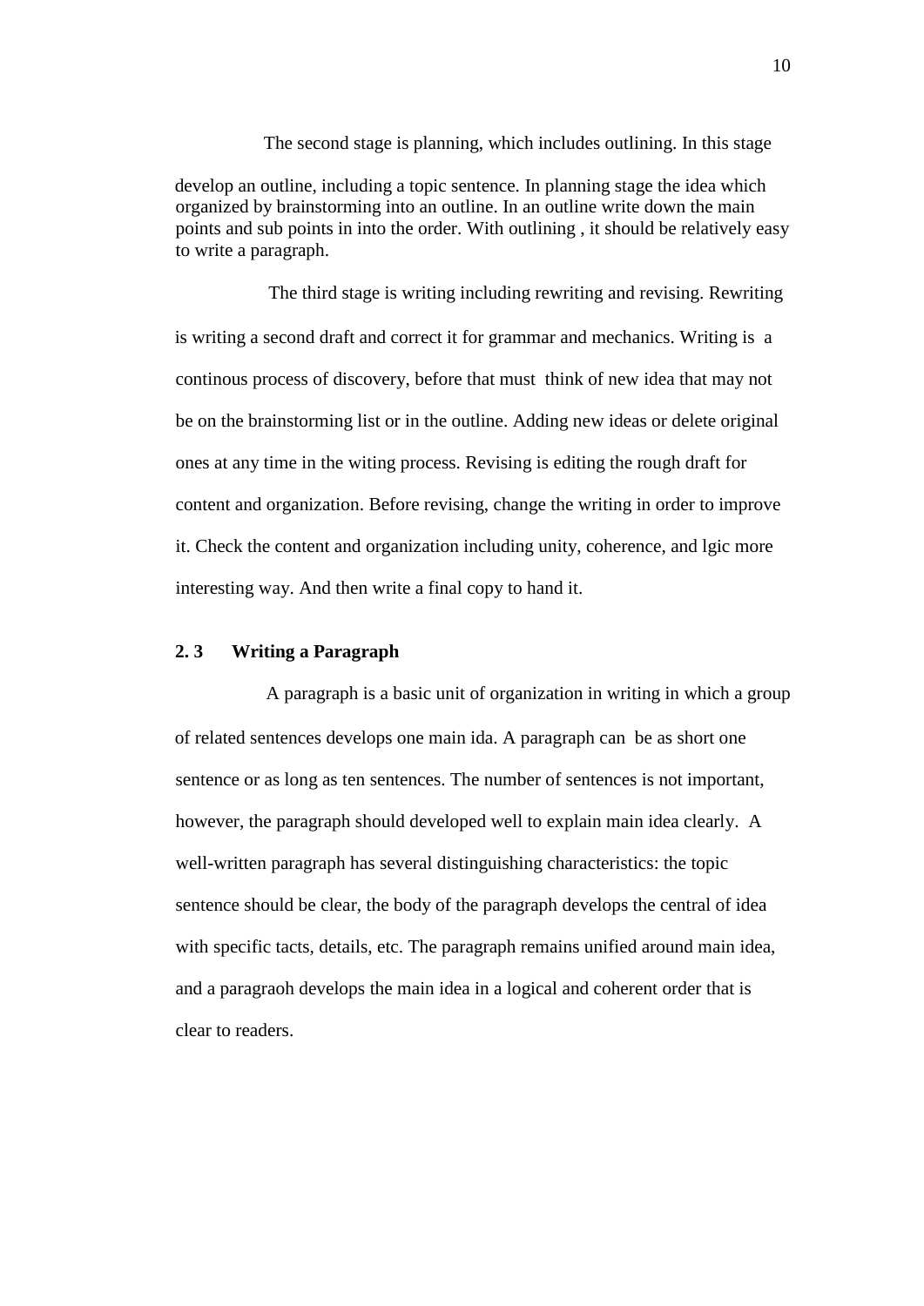The second stage is planning, which includes outlining. In this stage develop an outline, including a topic sentence. In planning stage the idea which organized by brainstorming into an outline. In an outline write down the main points and sub points in into the order. With outlining , it should be relatively easy to write a paragraph.

The third stage is writing including rewriting and revising. Rewriting is writing a second draft and correct it for grammar and mechanics. Writing is a continous process of discovery, before that must think of new idea that may not be on the brainstorming list or in the outline. Adding new ideas or delete original ones at any time in the witing process. Revising is editing the rough draft for content and organization. Before revising, change the writing in order to improve it. Check the content and organization including unity, coherence, and lgic more interesting way. And then write a final copy to hand it.

### 2. 3 Writing a Paragraph

A paragraph is a basic unit of organization in writing in which a group of related sentences develops one main ida. A paragraph can be as short one sentence or as long as ten sentences. The number of sentences is not important, however, the paragraph should developed well to explain main idea clearly. A well-written paragraph has several distinguishing characteristics: the topic sentence should be clear, the body of the paragraph develops the central of idea with specific tacts, details, etc. The paragraph remains unified around main idea, and a paragraoh develops the main idea in a logical and coherent order that is clear to readers.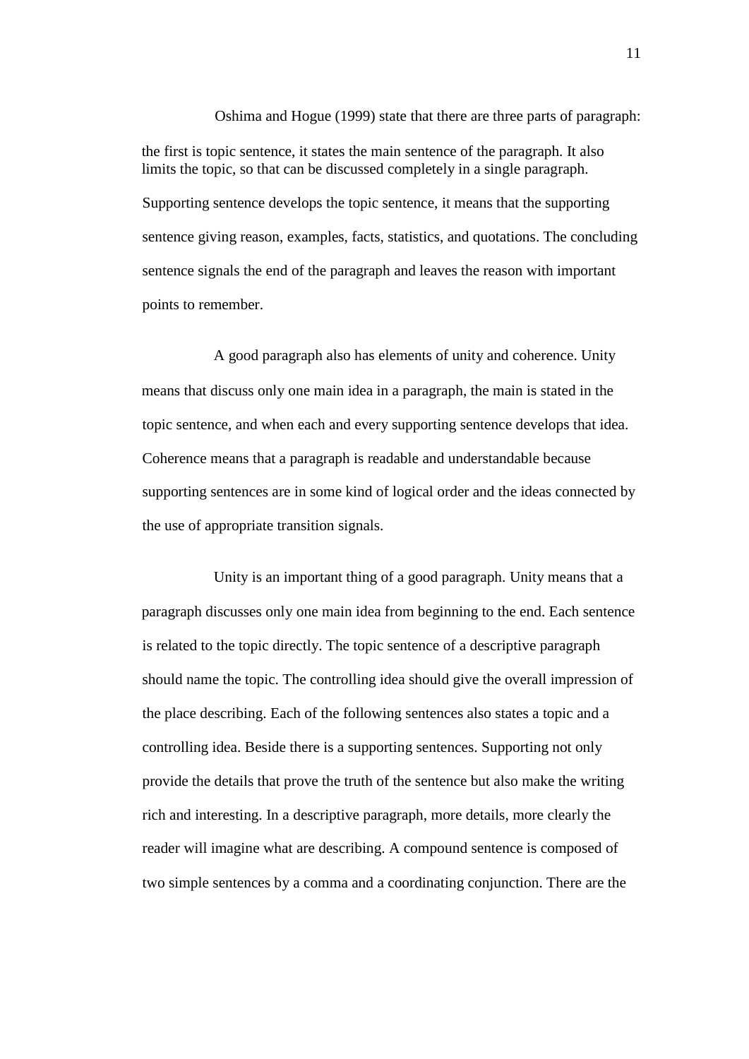Oshima and Hogue (1999) state that there are three parts of paragraph: the first is topic sentence, it states the main sentence of the paragraph. It also limits the topic, so that can be discussed completely in a single paragraph. Supporting sentence develops the topic sentence, it means that the supporting sentence giving reason, examples, facts, statistics, and quotations. The concluding sentence signals the end of the paragraph and leaves the reason with important points to remember.

A good paragraph also has elements of unity and coherence. Unity means that discuss only one main idea in a paragraph, the main is stated in the topic sentence, and when each and every supporting sentence develops that idea. Coherence means that a paragraph is readable and understandable because supporting sentences are in some kind of logical order and the ideas connected by the use of appropriate transition signals.

Unity is an important thing of a good paragraph. Unity means that a paragraph discusses only one main idea from beginning to the end. Each sentence is related to the topic directly. The topic sentence of a descriptive paragraph should name the topic. The controlling idea should give the overall impression of the place describing. Each of the following sentences also states a topic and a controlling idea. Beside there is a supporting sentences. Supporting not only provide the details that prove the truth of the sentence but also make the writing rich and interesting. In a descriptive paragraph, more details, more clearly the reader will imagine what are describing. A compound sentence is composed of two simple sentences by a comma and a coordinating conjunction. There are the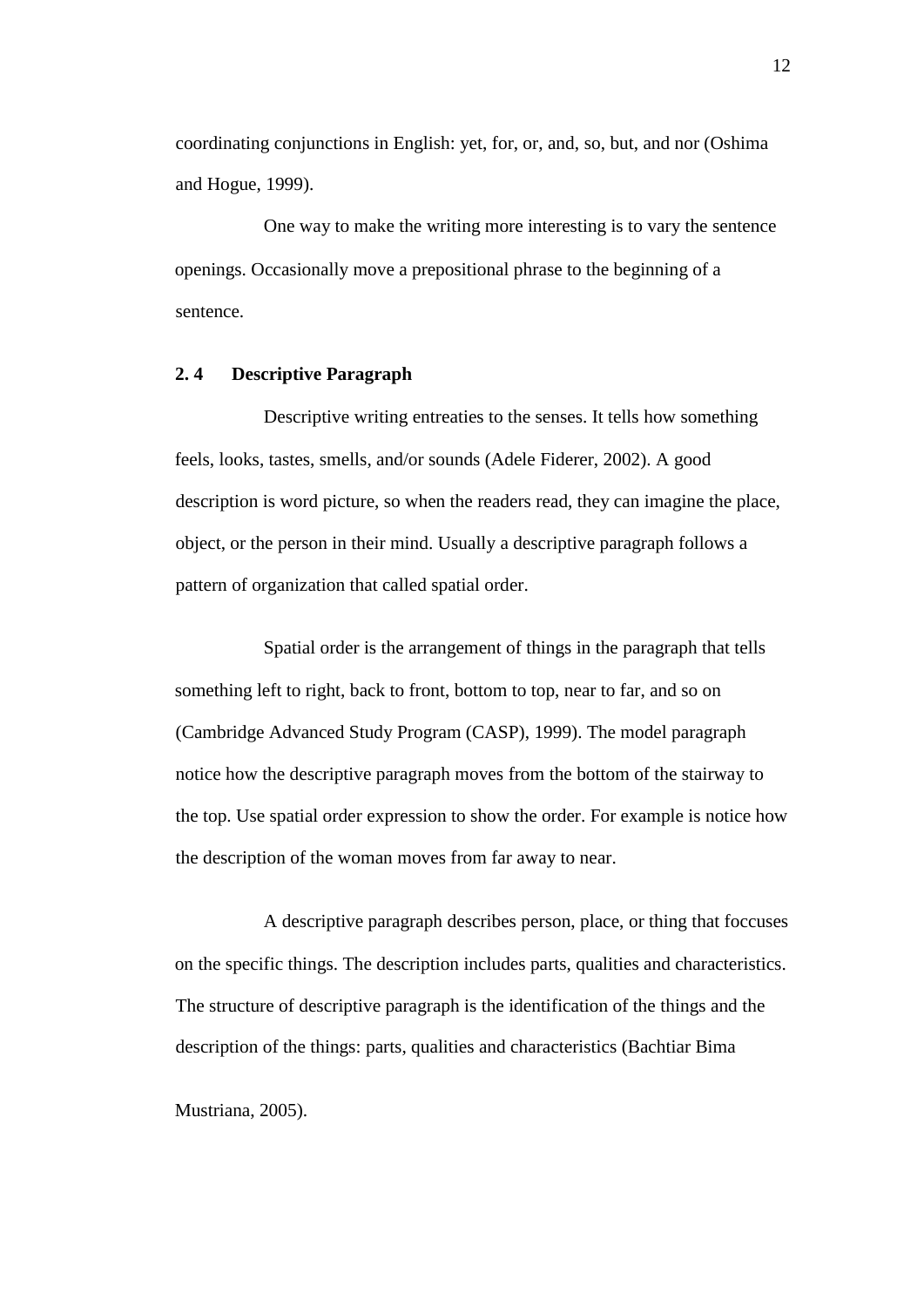coordinating conjunctions in English: yet, for, or, and, so, but, and nor (Oshima and Hogue, 1999).

One way to make the writing more interesting is to vary the sentence openings. Occasionally move a prepositional phrase to the beginning of a sentence.

## 2. 4 Descriptive Paragraph

Descriptive writing entreaties to the senses. It tells how something feels, looks, tastes, smells, and/or sounds (Adele Fiderer, 2002). A good description is word picture, so when the readers read, they can imagine the place, object, or the person in their mind. Usually a descriptive paragraph follows a pattern of organization that called spatial order.

Spatial order is the arrangement of things in the paragraph that tells something left to right, back to front, bottom to top, near to far, and so on (Cambridge Advanced Study Program (CASP), 1999). The model paragraph notice how the descriptive paragraph moves from the bottom of the stairway to the top. Use spatial order expression to show the order. For example is notice how the description of the woman moves from far away to near.

A descriptive paragraph describes person, place, or thing that foccuses on the specific things. The description includes parts, qualities and characteristics. The structure of descriptive paragraph is the identification of the things and the description of the things: parts, qualities and characteristics (Bachtiar Bima Mustriana, 2005).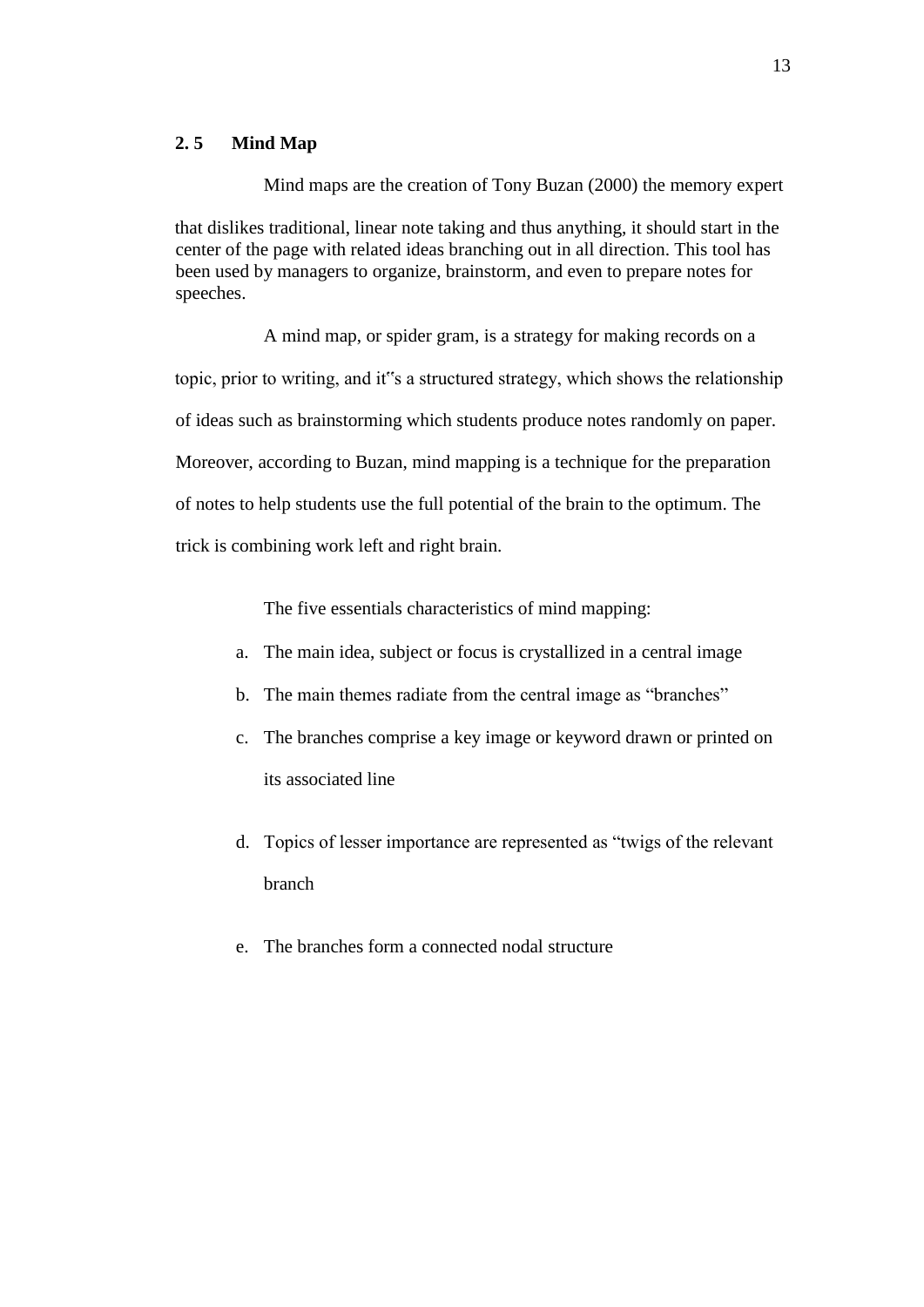## 2. 5 Mind Map

Mind maps are the creation of Tony Buzan (2000) the memory expert that dislikes traditional, linear note taking and thus anything, it should start in the center of the page with related ideas branching out in all direction. This tool has been used by managers to organize, brainstorm, and even to prepare notes for speeches.

A mind map, or spider gram, is a strategy for making records on a topic, prior to writing, and it"s a structured strategy, which shows the relationship of ideas such as brainstorming which students produce notes randomly on paper. Moreover, according to Buzan, mind mapping is a technique for the preparation of notes to help students use the full potential of the brain to the optimum. The trick is combining work left and right brain.

The five essentials characteristics of mind mapping:

a. The main idea, subject or focus is crystallized in a central image
b. The main themes radiate from the central image as “branches”
c. The branches comprise a key image or keyword drawn or printed on its associated line
d. Topics of lesser importance are represented as “twigs of the relevant branch
e. The branches form a connected nodal structure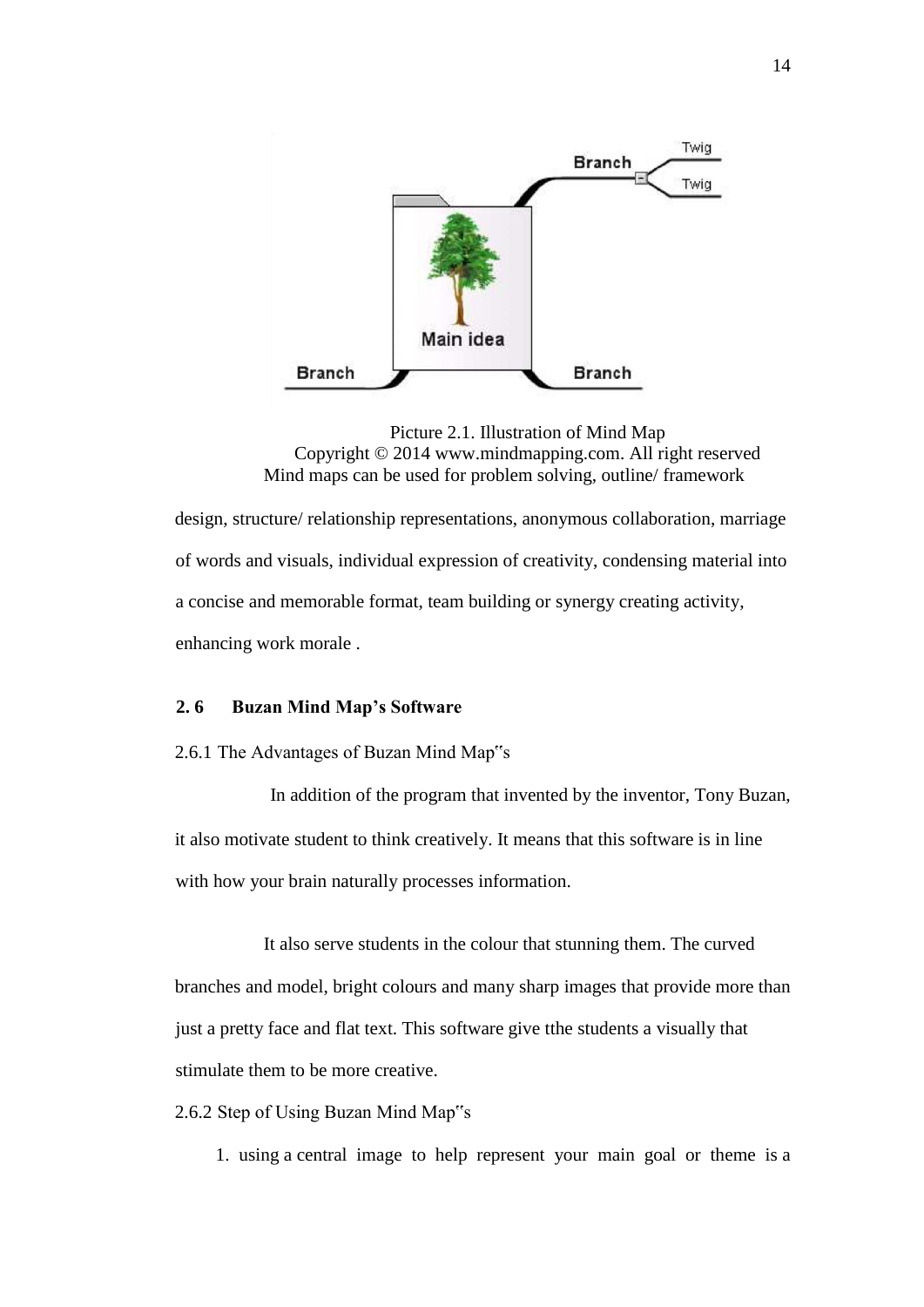Picture 2.1. Illustration of Mind Map
Copyright © 2014 www.mindmapping.com. All right reserved
Mind maps can be used for problem solving, outline/ framework design, structure/ relationship representations, anonymous collaboration, marriage of words and visuals, individual expression of creativity, condensing material into a concise and memorable format, team building or synergy creating activity, enhancing work morale .

## 2. 6 Buzan Mind Map's Software

2.6.1 The Advantages of Buzan Mind Map"s

In addition of the program that invented by the inventor, Tony Buzan, it also motivate student to think creatively. It means that this software is in line with how your brain naturally processes information.

It also serve students in the colour that stunning them. The curved branches and model, bright colours and many sharp images that provide more than just a pretty face and flat text. This software give tthe students a visually that stimulate them to be more creative.

2.6.2 Step of Using Buzan Mind Map"s

1. using a central image to help represent your main goal or theme is a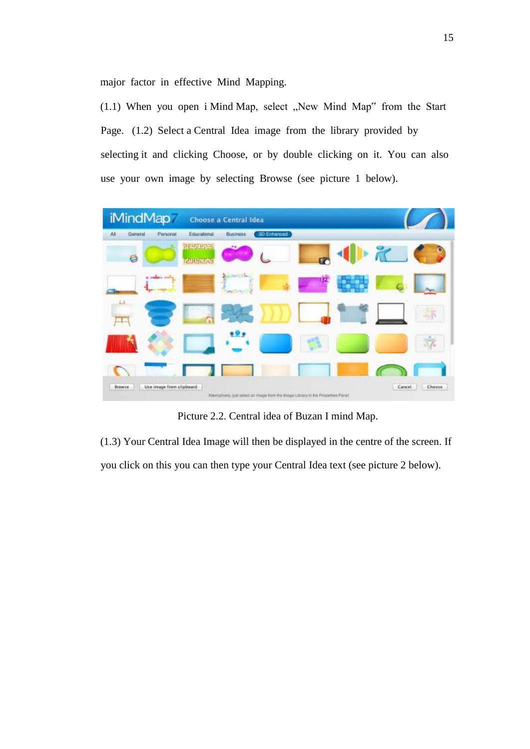major factor in effective Mind Mapping.

(1.1) When you open i Mind Map, select „New Mind Map" from the Start Page. (1.2) Select a Central Idea image from the library provided by selecting it and clicking Choose, or by double clicking on it. You can also use your own image by selecting Browse (see picture 1 below).

Picture 2.2. Central idea of Buzan I mind Map.

(1.3) Your Central Idea Image will then be displayed in the centre of the screen. If you click on this you can then type your Central Idea text (see picture 2 below).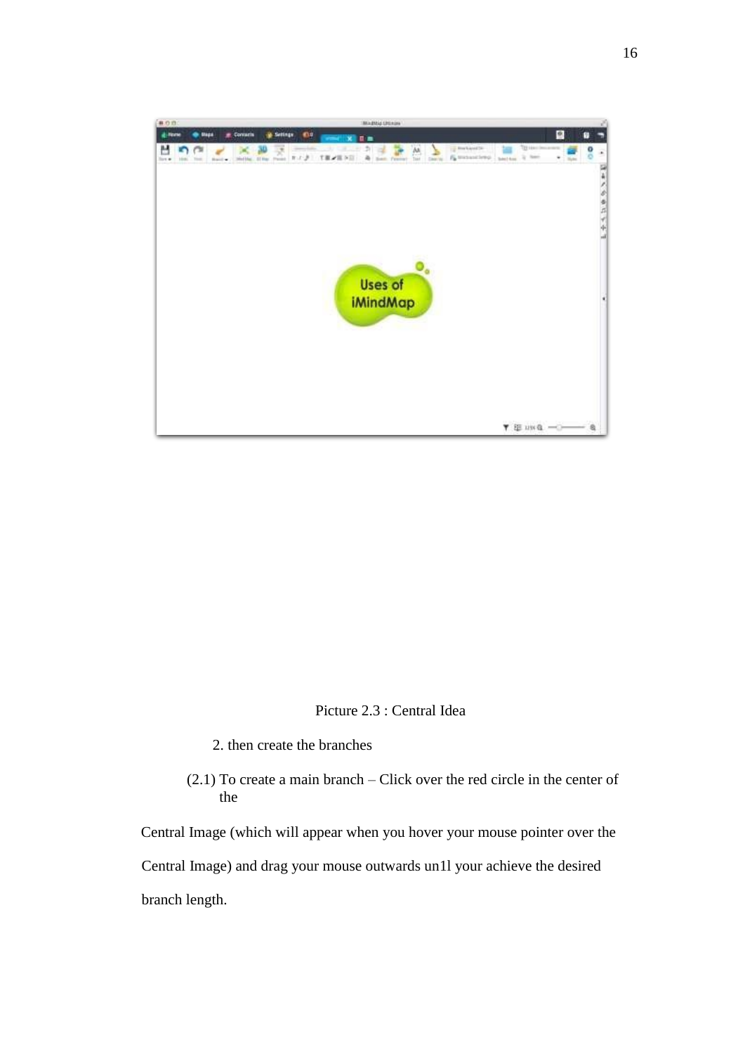Picture 2.3 : Central Idea

2. then create the branches

(2.1) To create a main branch – Click over the red circle in the center of the Central Image (which will appear when you hover your mouse pointer over the Central Image) and drag your mouse outwards un1l your achieve the desired branch length.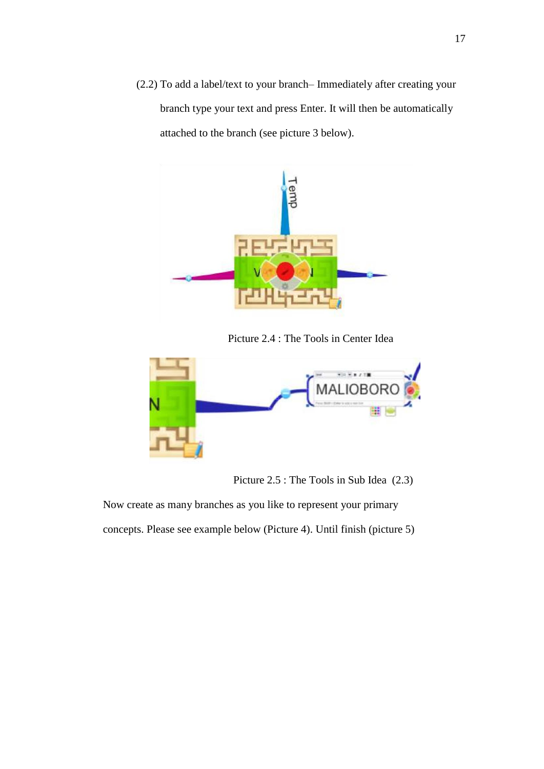(2.2) To add a label/text to your branch– Immediately after creating your branch type your text and press Enter. It will then be automatically attached to the branch (see picture 3 below).

Picture 2.4 : The Tools in Center Idea

Picture 2.5 : The Tools in Sub Idea (2.3)

Now create as many branches as you like to represent your primary concepts. Please see example below (Picture 4). Until finish (picture 5)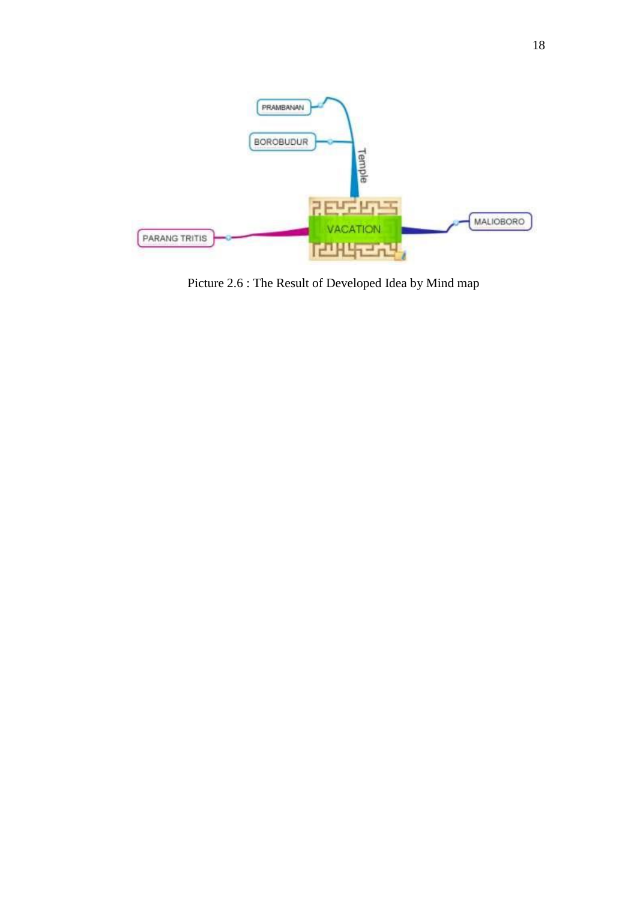Picture 2.6 : The Result of Developed Idea by Mind map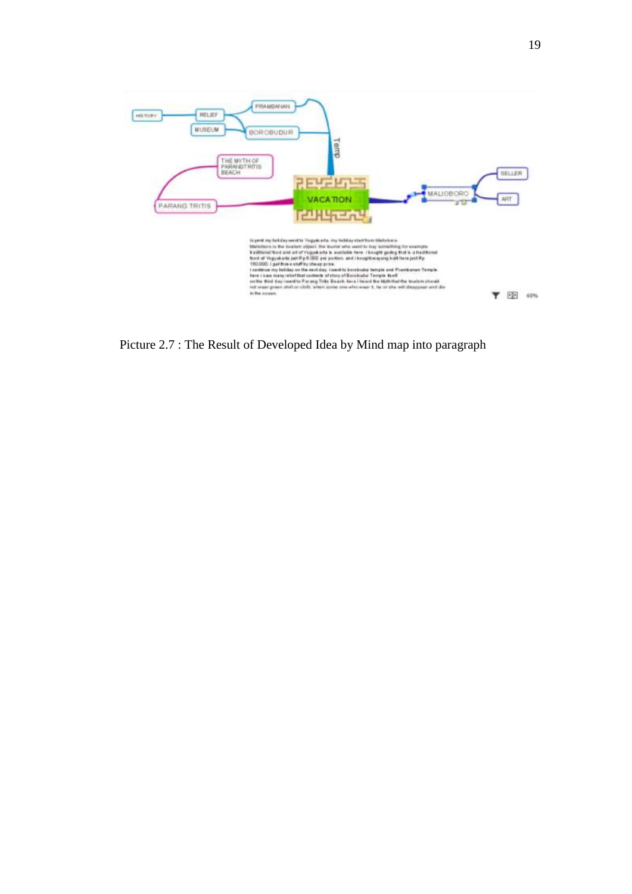HISTORY

RELIEF

PRAMBANAN

MUSEUM

BOROBUDUR

Temp

THE MYTH OF PARANGTRITIS BEACH

PARANG TRITIS

VACATION

MALIOBORO

SELLER

ART

Picture 2.7 : The Result of Developed Idea by Mind map into paragraph